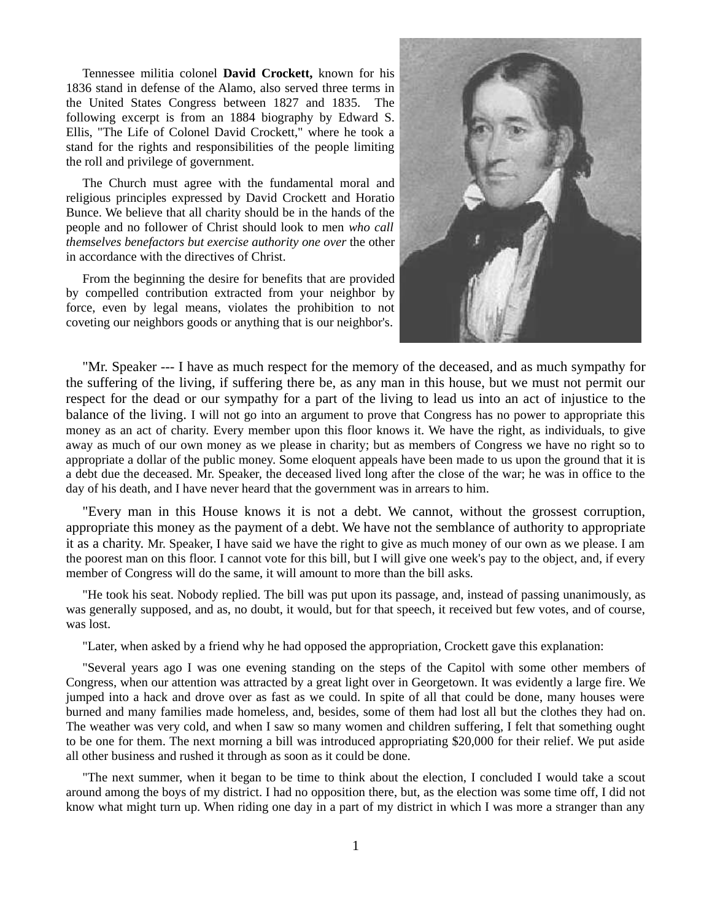Tennessee militia colonel **David Crockett,** known for his 1836 stand in defense of the Alamo, also served three terms in the United States Congress between 1827 and 1835. The following excerpt is from an 1884 biography by Edward S. Ellis, "The Life of Colonel David Crockett," where he took a stand for the rights and responsibilities of the people limiting the roll and privilege of government.

The Church must agree with the fundamental moral and religious principles expressed by David Crockett and Horatio Bunce. We believe that all charity should be in the hands of the people and no follower of Christ should look to men *who call themselves benefactors but exercise authority one over* the other in accordance with the directives of Christ.

From the beginning the desire for benefits that are provided by compelled contribution extracted from your neighbor by force, even by legal means, violates the prohibition to not coveting our neighbors goods or anything that is our neighbor's.

"Mr. Speaker --- I have as much respect for the memory of the deceased, and as much sympathy for the suffering of the living, if suffering there be, as any man in this house, but we must not permit our respect for the dead or our sympathy for a part of the living to lead us into an act of injustice to the balance of the living. I will not go into an argument to prove that Congress has no power to appropriate this money as an act of charity. Every member upon this floor knows it. We have the right, as individuals, to give away as much of our own money as we please in charity; but as members of Congress we have no right so to appropriate a dollar of the public money. Some eloquent appeals have been made to us upon the ground that it is a debt due the deceased. Mr. Speaker, the deceased lived long after the close of the war; he was in office to the day of his death, and I have never heard that the government was in arrears to him.

"Every man in this House knows it is not a debt. We cannot, without the grossest corruption, appropriate this money as the payment of a debt. We have not the semblance of authority to appropriate it as a charity. Mr. Speaker, I have said we have the right to give as much money of our own as we please. I am the poorest man on this floor. I cannot vote for this bill, but I will give one week's pay to the object, and, if every member of Congress will do the same, it will amount to more than the bill asks.

"He took his seat. Nobody replied. The bill was put upon its passage, and, instead of passing unanimously, as was generally supposed, and as, no doubt, it would, but for that speech, it received but few votes, and of course, was lost.

"Later, when asked by a friend why he had opposed the appropriation, Crockett gave this explanation:

"Several years ago I was one evening standing on the steps of the Capitol with some other members of Congress, when our attention was attracted by a great light over in Georgetown. It was evidently a large fire. We jumped into a hack and drove over as fast as we could. In spite of all that could be done, many houses were burned and many families made homeless, and, besides, some of them had lost all but the clothes they had on. The weather was very cold, and when I saw so many women and children suffering, I felt that something ought to be one for them. The next morning a bill was introduced appropriating $20,000 for their relief. We put aside all other business and rushed it through as soon as it could be done.

"The next summer, when it began to be time to think about the election, I concluded I would take a scout around among the boys of my district. I had no opposition there, but, as the election was some time off, I did not know what might turn up. When riding one day in a part of my district in which I was more a stranger than any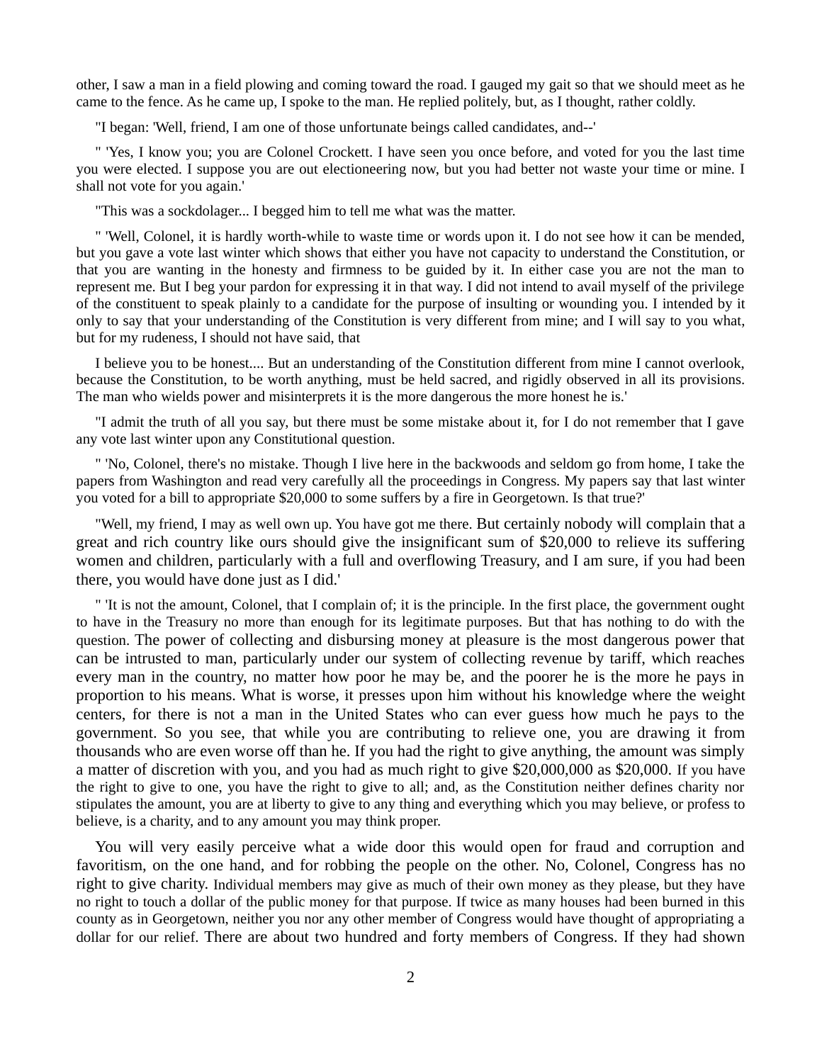other, I saw a man in a field plowing and coming toward the road. I gauged my gait so that we should meet as he came to the fence. As he came up, I spoke to the man. He replied politely, but, as I thought, rather coldly.

"I began: 'Well, friend, I am one of those unfortunate beings called candidates, and--'

" 'Yes, I know you; you are Colonel Crockett. I have seen you once before, and voted for you the last time you were elected. I suppose you are out electioneering now, but you had better not waste your time or mine. I shall not vote for you again.'

"This was a sockdolager... I begged him to tell me what was the matter.

" 'Well, Colonel, it is hardly worth-while to waste time or words upon it. I do not see how it can be mended, but you gave a vote last winter which shows that either you have not capacity to understand the Constitution, or that you are wanting in the honesty and firmness to be guided by it. In either case you are not the man to represent me. But I beg your pardon for expressing it in that way. I did not intend to avail myself of the privilege of the constituent to speak plainly to a candidate for the purpose of insulting or wounding you. I intended by it only to say that your understanding of the Constitution is very different from mine; and I will say to you what, but for my rudeness, I should not have said, that

I believe you to be honest.... But an understanding of the Constitution different from mine I cannot overlook, because the Constitution, to be worth anything, must be held sacred, and rigidly observed in all its provisions. The man who wields power and misinterprets it is the more dangerous the more honest he is.'

"I admit the truth of all you say, but there must be some mistake about it, for I do not remember that I gave any vote last winter upon any Constitutional question.

" 'No, Colonel, there's no mistake. Though I live here in the backwoods and seldom go from home, I take the papers from Washington and read very carefully all the proceedings in Congress. My papers say that last winter you voted for a bill to appropriate $20,000 to some suffers by a fire in Georgetown. Is that true?'

"Well, my friend, I may as well own up. You have got me there. But certainly nobody will complain that a great and rich country like ours should give the insignificant sum of $20,000 to relieve its suffering women and children, particularly with a full and overflowing Treasury, and I am sure, if you had been there, you would have done just as I did.'

" 'It is not the amount, Colonel, that I complain of; it is the principle. In the first place, the government ought to have in the Treasury no more than enough for its legitimate purposes. But that has nothing to do with the question. The power of collecting and disbursing money at pleasure is the most dangerous power that can be intrusted to man, particularly under our system of collecting revenue by tariff, which reaches every man in the country, no matter how poor he may be, and the poorer he is the more he pays in proportion to his means. What is worse, it presses upon him without his knowledge where the weight centers, for there is not a man in the United States who can ever guess how much he pays to the government. So you see, that while you are contributing to relieve one, you are drawing it from thousands who are even worse off than he. If you had the right to give anything, the amount was simply a matter of discretion with you, and you had as much right to give $20,000,000 as $20,000. If you have the right to give to one, you have the right to give to all; and, as the Constitution neither defines charity nor stipulates the amount, you are at liberty to give to any thing and everything which you may believe, or profess to believe, is a charity, and to any amount you may think proper.

You will very easily perceive what a wide door this would open for fraud and corruption and favoritism, on the one hand, and for robbing the people on the other. No, Colonel, Congress has no right to give charity. Individual members may give as much of their own money as they please, but they have no right to touch a dollar of the public money for that purpose. If twice as many houses had been burned in this county as in Georgetown, neither you nor any other member of Congress would have thought of appropriating a dollar for our relief. There are about two hundred and forty members of Congress. If they had shown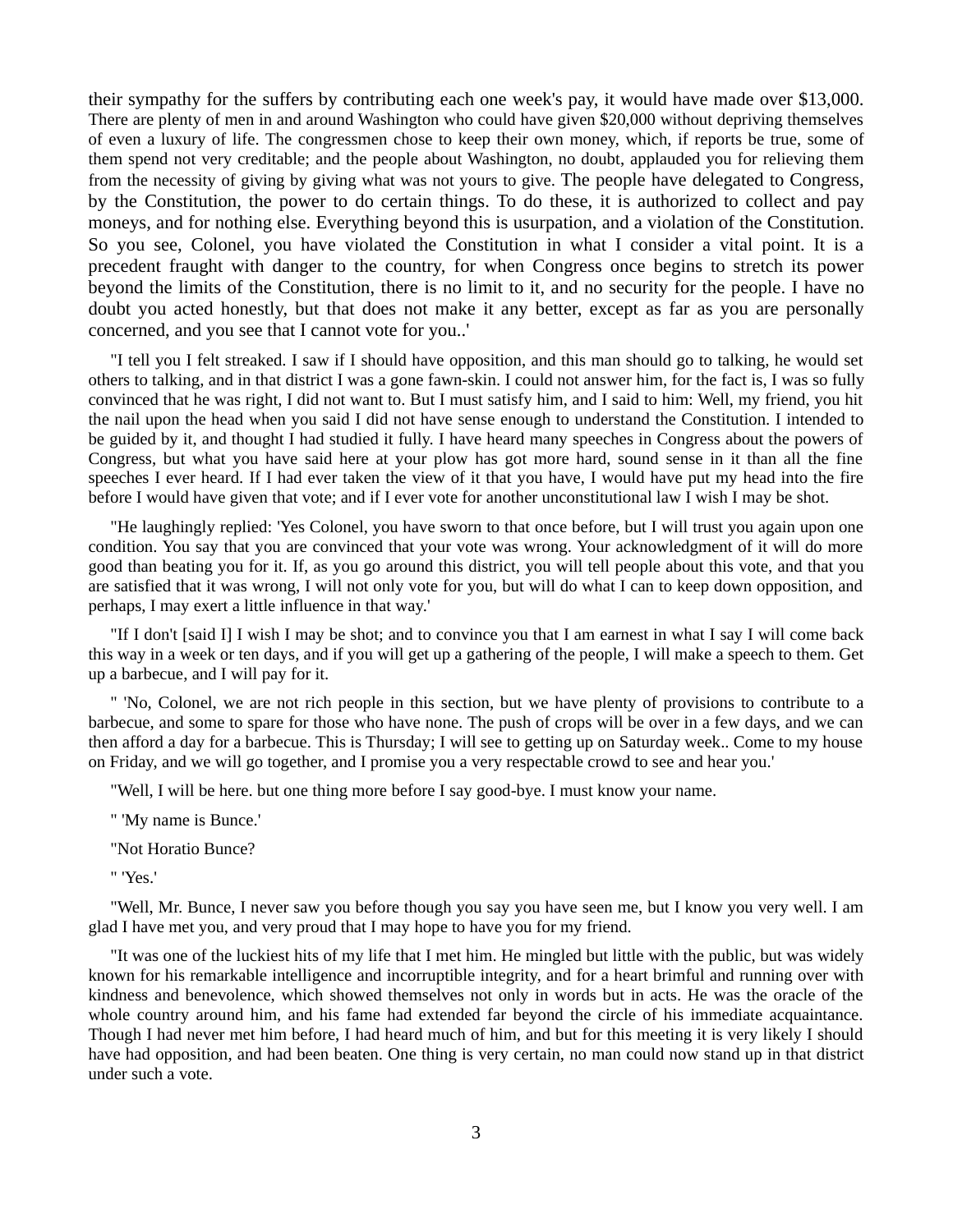their sympathy for the suffers by contributing each one week's pay, it would have made over $13,000. There are plenty of men in and around Washington who could have given $20,000 without depriving themselves of even a luxury of life. The congressmen chose to keep their own money, which, if reports be true, some of them spend not very creditable; and the people about Washington, no doubt, applauded you for relieving them from the necessity of giving by giving what was not yours to give. The people have delegated to Congress, by the Constitution, the power to do certain things. To do these, it is authorized to collect and pay moneys, and for nothing else. Everything beyond this is usurpation, and a violation of the Constitution. So you see, Colonel, you have violated the Constitution in what I consider a vital point. It is a precedent fraught with danger to the country, for when Congress once begins to stretch its power beyond the limits of the Constitution, there is no limit to it, and no security for the people. I have no doubt you acted honestly, but that does not make it any better, except as far as you are personally concerned, and you see that I cannot vote for you..'

"I tell you I felt streaked. I saw if I should have opposition, and this man should go to talking, he would set others to talking, and in that district I was a gone fawn-skin. I could not answer him, for the fact is, I was so fully convinced that he was right, I did not want to. But I must satisfy him, and I said to him: Well, my friend, you hit the nail upon the head when you said I did not have sense enough to understand the Constitution. I intended to be guided by it, and thought I had studied it fully. I have heard many speeches in Congress about the powers of Congress, but what you have said here at your plow has got more hard, sound sense in it than all the fine speeches I ever heard. If I had ever taken the view of it that you have, I would have put my head into the fire before I would have given that vote; and if I ever vote for another unconstitutional law I wish I may be shot.

"He laughingly replied: 'Yes Colonel, you have sworn to that once before, but I will trust you again upon one condition. You say that you are convinced that your vote was wrong. Your acknowledgment of it will do more good than beating you for it. If, as you go around this district, you will tell people about this vote, and that you are satisfied that it was wrong, I will not only vote for you, but will do what I can to keep down opposition, and perhaps, I may exert a little influence in that way.'

"If I don't [said I] I wish I may be shot; and to convince you that I am earnest in what I say I will come back this way in a week or ten days, and if you will get up a gathering of the people, I will make a speech to them. Get up a barbecue, and I will pay for it.

" 'No, Colonel, we are not rich people in this section, but we have plenty of provisions to contribute to a barbecue, and some to spare for those who have none. The push of crops will be over in a few days, and we can then afford a day for a barbecue. This is Thursday; I will see to getting up on Saturday week.. Come to my house on Friday, and we will go together, and I promise you a very respectable crowd to see and hear you.'

"Well, I will be here. but one thing more before I say good-bye. I must know your name.

" 'My name is Bunce.'

"Not Horatio Bunce?

" 'Yes.'

"Well, Mr. Bunce, I never saw you before though you say you have seen me, but I know you very well. I am glad I have met you, and very proud that I may hope to have you for my friend.

"It was one of the luckiest hits of my life that I met him. He mingled but little with the public, but was widely known for his remarkable intelligence and incorruptible integrity, and for a heart brimful and running over with kindness and benevolence, which showed themselves not only in words but in acts. He was the oracle of the whole country around him, and his fame had extended far beyond the circle of his immediate acquaintance. Though I had never met him before, I had heard much of him, and but for this meeting it is very likely I should have had opposition, and had been beaten. One thing is very certain, no man could now stand up in that district under such a vote.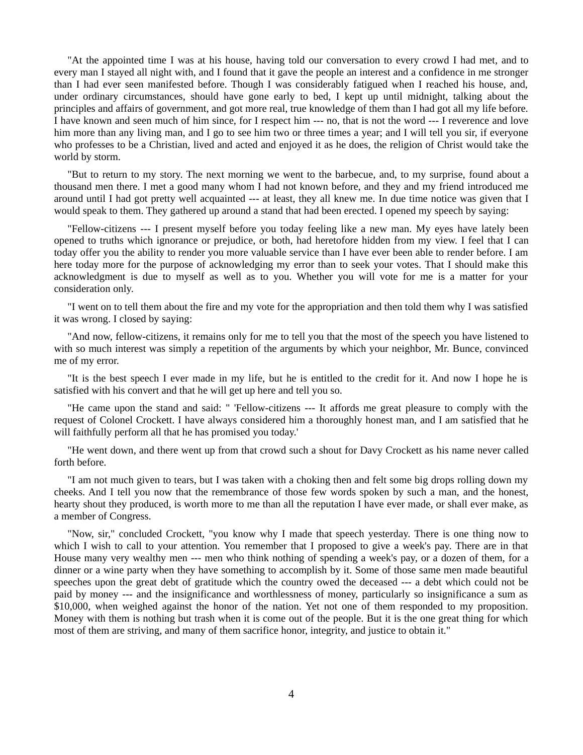"At the appointed time I was at his house, having told our conversation to every crowd I had met, and to every man I stayed all night with, and I found that it gave the people an interest and a confidence in me stronger than I had ever seen manifested before. Though I was considerably fatigued when I reached his house, and, under ordinary circumstances, should have gone early to bed, I kept up until midnight, talking about the principles and affairs of government, and got more real, true knowledge of them than I had got all my life before. I have known and seen much of him since, for I respect him --- no, that is not the word --- I reverence and love him more than any living man, and I go to see him two or three times a year; and I will tell you sir, if everyone who professes to be a Christian, lived and acted and enjoyed it as he does, the religion of Christ would take the world by storm.

"But to return to my story. The next morning we went to the barbecue, and, to my surprise, found about a thousand men there. I met a good many whom I had not known before, and they and my friend introduced me around until I had got pretty well acquainted --- at least, they all knew me. In due time notice was given that I would speak to them. They gathered up around a stand that had been erected. I opened my speech by saying:

"Fellow-citizens --- I present myself before you today feeling like a new man. My eyes have lately been opened to truths which ignorance or prejudice, or both, had heretofore hidden from my view. I feel that I can today offer you the ability to render you more valuable service than I have ever been able to render before. I am here today more for the purpose of acknowledging my error than to seek your votes. That I should make this acknowledgment is due to myself as well as to you. Whether you will vote for me is a matter for your consideration only.

"I went on to tell them about the fire and my vote for the appropriation and then told them why I was satisfied it was wrong. I closed by saying:

"And now, fellow-citizens, it remains only for me to tell you that the most of the speech you have listened to with so much interest was simply a repetition of the arguments by which your neighbor, Mr. Bunce, convinced me of my error.

"It is the best speech I ever made in my life, but he is entitled to the credit for it. And now I hope he is satisfied with his convert and that he will get up here and tell you so.

"He came upon the stand and said: " 'Fellow-citizens --- It affords me great pleasure to comply with the request of Colonel Crockett. I have always considered him a thoroughly honest man, and I am satisfied that he will faithfully perform all that he has promised you today.'

"He went down, and there went up from that crowd such a shout for Davy Crockett as his name never called forth before.

"I am not much given to tears, but I was taken with a choking then and felt some big drops rolling down my cheeks. And I tell you now that the remembrance of those few words spoken by such a man, and the honest, hearty shout they produced, is worth more to me than all the reputation I have ever made, or shall ever make, as a member of Congress.

"Now, sir," concluded Crockett, "you know why I made that speech yesterday. There is one thing now to which I wish to call to your attention. You remember that I proposed to give a week's pay. There are in that House many very wealthy men --- men who think nothing of spending a week's pay, or a dozen of them, for a dinner or a wine party when they have something to accomplish by it. Some of those same men made beautiful speeches upon the great debt of gratitude which the country owed the deceased --- a debt which could not be paid by money --- and the insignificance and worthlessness of money, particularly so insignificance a sum as $10,000, when weighed against the honor of the nation. Yet not one of them responded to my proposition. Money with them is nothing but trash when it is come out of the people. But it is the one great thing for which most of them are striving, and many of them sacrifice honor, integrity, and justice to obtain it."